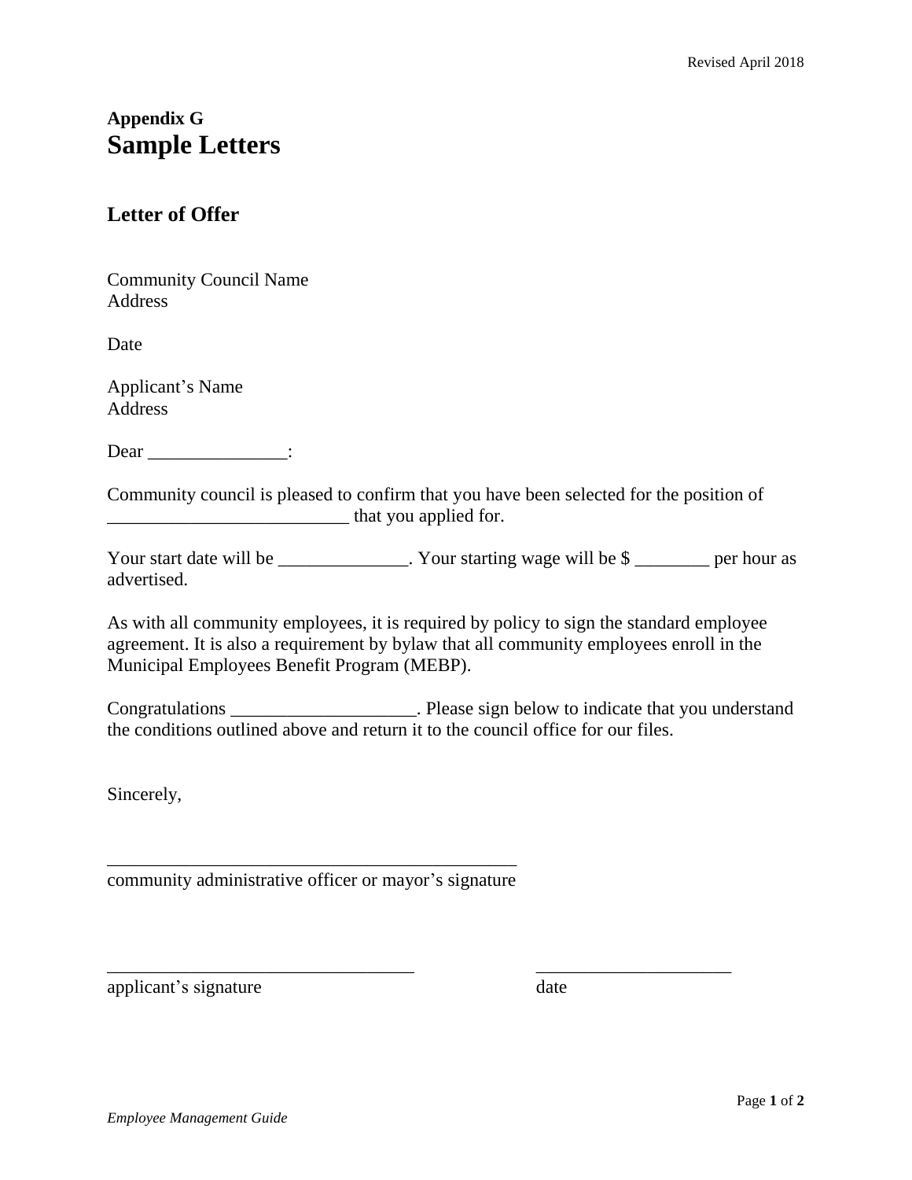# Appendix G
# Sample Letters

## Letter of Offer

Community Council Name
Address

Date

Applicant's Name
Address

Dear _______________:

Community council is pleased to confirm that you have been selected for the position of __________________________ that you applied for.

Your start date will be ______________. Your starting wage will be $ ________ per hour as advertised.

As with all community employees, it is required by policy to sign the standard employee agreement. It is also a requirement by bylaw that all community employees enroll in the Municipal Employees Benefit Program (MEBP).

Congratulations ____________________. Please sign below to indicate that you understand the conditions outlined above and return it to the council office for our files.

Sincerely,

_____________________________________________
community administrative officer or mayor's signature

_________________________________ _____________________
applicant's signature date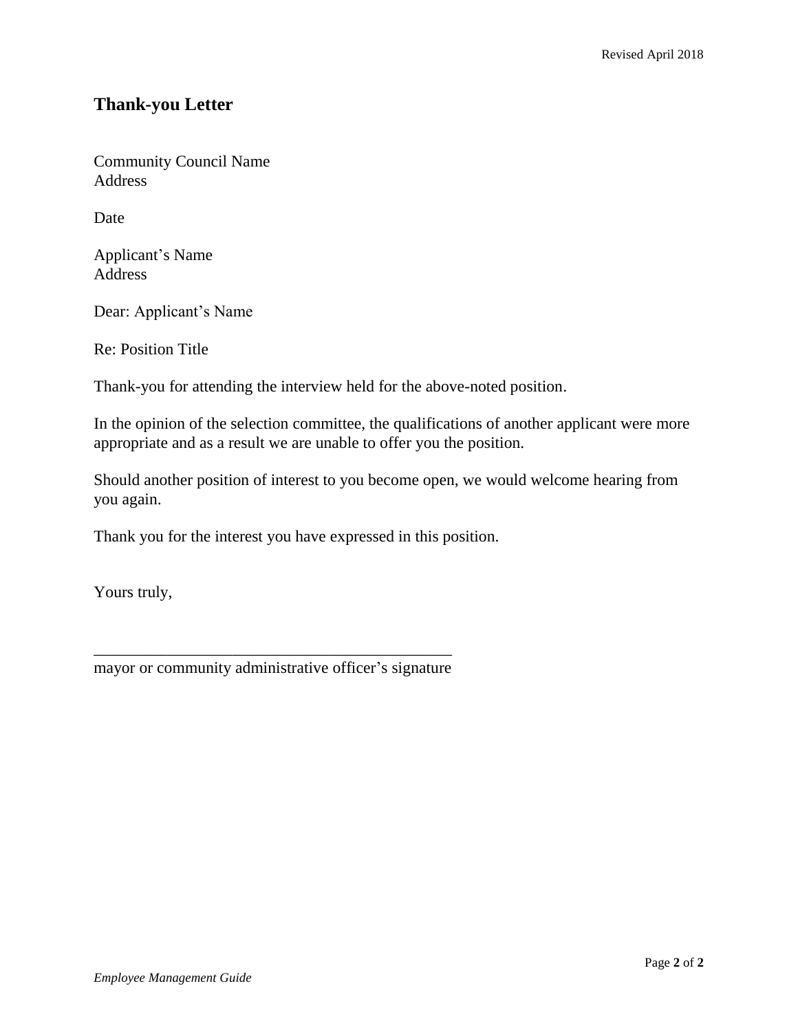## Thank-you Letter

Community Council Name
Address

Date

Applicant's Name
Address

Dear: Applicant's Name

Re: Position Title

Thank-you for attending the interview held for the above-noted position.

In the opinion of the selection committee, the qualifications of another applicant were more appropriate and as a result we are unable to offer you the position.

Should another position of interest to you become open, we would welcome hearing from you again.

Thank you for the interest you have expressed in this position.

Yours truly,

_____________________________________________
mayor or community administrative officer's signature